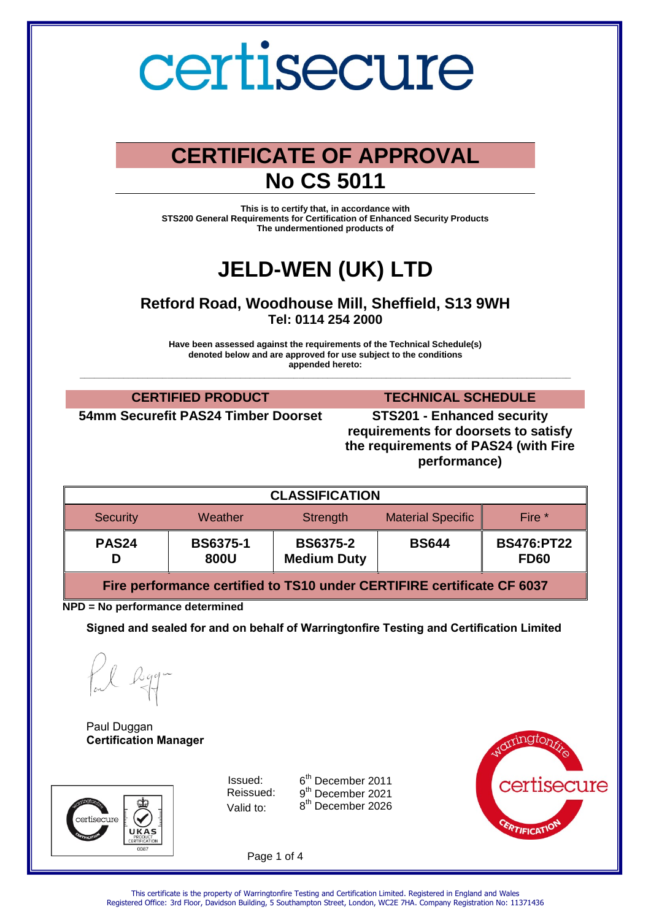# certisecure

## CERTIFICATE OF APPROVAL

## No CS 5011

**This is to certify that, in accordance with**
**STS200 General Requirements for Certification of Enhanced Security Products**
**The undermentioned products of**

# JELD-WEN (UK) LTD

### Retford Road, Woodhouse Mill, Sheffield, S13 9WH

**Tel: 0114 254 2000**

**Have been assessed against the requirements of the Technical Schedule(s) denoted below and are approved for use subject to the conditions appended hereto:**

| CERTIFIED PRODUCT | TECHNICAL SCHEDULE |
|---|---|
| **54mm Securefit PAS24 Timber Doorset** | **STS201 - Enhanced security requirements for doorsets to satisfy the requirements of PAS24 (with Fire performance)** |

| CLASSIFICATION | | | | |
|---|---|---|---|---|
| Security | Weather | Strength | Material Specific | Fire * |
| **PAS24 D** | **BS6375-1 800U** | **BS6375-2 Medium Duty** | **BS644** | **BS476:PT22 FD60** |
| **Fire performance certified to TS10 under CERTIFIRE certificate CF 6037** | | | | |

**NPD = No performance determined**

**Signed and sealed for and on behalf of Warringtonfire Testing and Certification Limited**

Paul Duggan
**Certification Manager**

| | |
|---|---|
| Issued: | 6th December 2011 |
| Reissued: | 9th December 2021 |
| Valid to: | 8th December 2026 |

This certificate is the property of Warringtonfire Testing and Certification Limited. Registered in England and Wales
Registered Office: 3rd Floor, Davidson Building, 5 Southampton Street, London, WC2E 7HA. Company Registration No: 11371436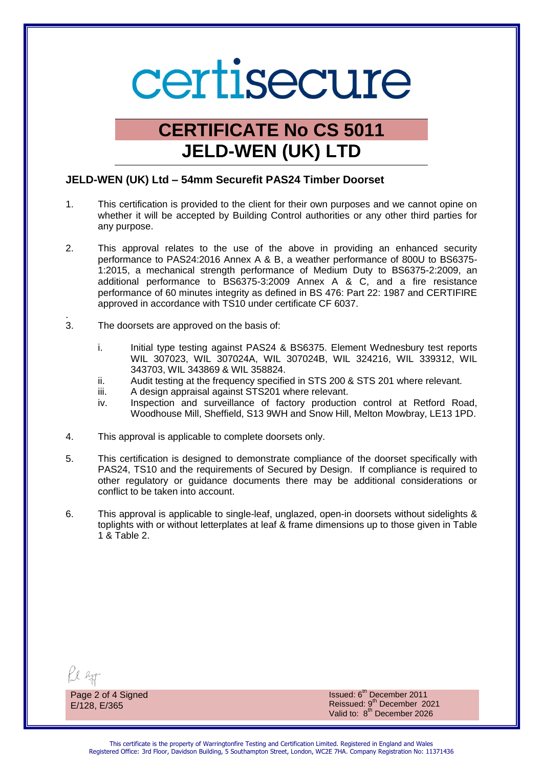# certisecure

## CERTIFICATE No CS 5011
## JELD-WEN (UK) LTD

### JELD-WEN (UK) Ltd – 54mm Securefit PAS24 Timber Doorset

1. This certification is provided to the client for their own purposes and we cannot opine on whether it will be accepted by Building Control authorities or any other third parties for any purpose.

2. This approval relates to the use of the above in providing an enhanced security performance to PAS24:2016 Annex A & B, a weather performance of 800U to BS6375-1:2015, a mechanical strength performance of Medium Duty to BS6375-2:2009, an additional performance to BS6375-3:2009 Annex A & C, and a fire resistance performance of 60 minutes integrity as defined in BS 476: Part 22: 1987 and CERTIFIRE approved in accordance with TS10 under certificate CF 6037.

3. The doorsets are approved on the basis of:

   i. Initial type testing against PAS24 & BS6375. Element Wednesbury test reports WIL 307023, WIL 307024A, WIL 307024B, WIL 324216, WIL 339312, WIL 343703, WIL 343869 & WIL 358824.
   ii. Audit testing at the frequency specified in STS 200 & STS 201 where relevant.
   iii. A design appraisal against STS201 where relevant.
   iv. Inspection and surveillance of factory production control at Retford Road, Woodhouse Mill, Sheffield, S13 9WH and Snow Hill, Melton Mowbray, LE13 1PD.

4. This approval is applicable to complete doorsets only.

5. This certification is designed to demonstrate compliance of the doorset specifically with PAS24, TS10 and the requirements of Secured by Design. If compliance is required to other regulatory or guidance documents there may be additional considerations or conflict to be taken into account.

6. This approval is applicable to single-leaf, unglazed, open-in doorsets without sidelights & toplights with or without letterplates at leaf & frame dimensions up to those given in Table 1 & Table 2.

Signed
E/128, E/365

Issued: 6th December 2011
Reissued: 9th December 2021
Valid to: 8th December 2026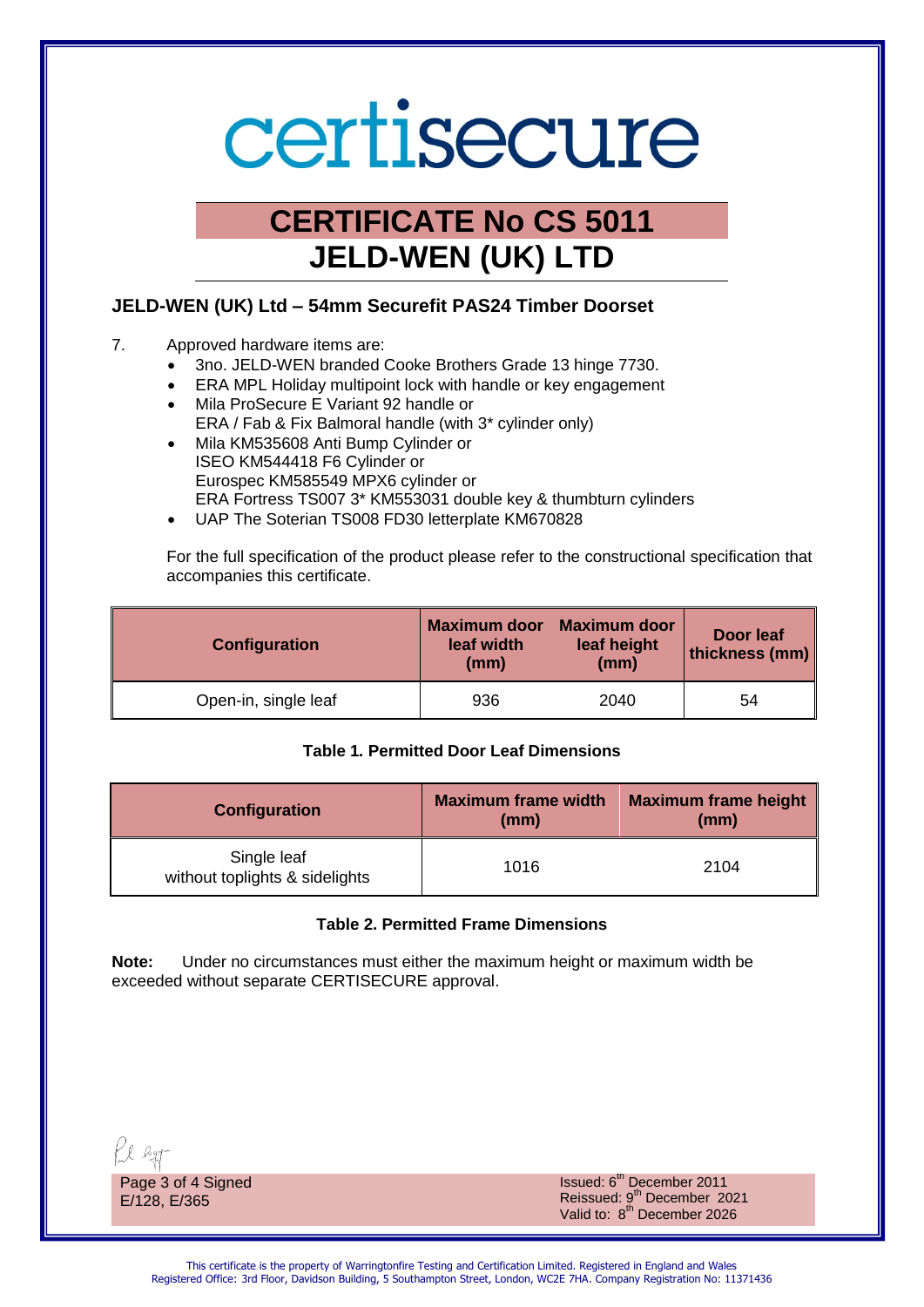# certisecure

## CERTIFICATE No CS 5011
## JELD-WEN (UK) LTD

### JELD-WEN (UK) Ltd – 54mm Securefit PAS24 Timber Doorset

7. Approved hardware items are:
   - 3no. JELD-WEN branded Cooke Brothers Grade 13 hinge 7730.
   - ERA MPL Holiday multipoint lock with handle or key engagement
   - Mila ProSecure E Variant 92 handle or
     ERA / Fab & Fix Balmoral handle (with 3* cylinder only)
   - Mila KM535608 Anti Bump Cylinder or
     ISEO KM544418 F6 Cylinder or
     Eurospec KM585549 MPX6 cylinder or
     ERA Fortress TS007 3* KM553031 double key & thumbturn cylinders
   - UAP The Soterian TS008 FD30 letterplate KM670828

   For the full specification of the product please refer to the constructional specification that accompanies this certificate.

| Configuration | Maximum door leaf width (mm) | Maximum door leaf height (mm) | Door leaf thickness (mm) |
|---|---|---|---|
| Open-in, single leaf | 936 | 2040 | 54 |

**Table 1. Permitted Door Leaf Dimensions**

| Configuration | Maximum frame width (mm) | Maximum frame height (mm) |
|---|---|---|
| Single leaf without toplights & sidelights | 1016 | 2104 |

**Table 2. Permitted Frame Dimensions**

**Note:** Under no circumstances must either the maximum height or maximum width be exceeded without separate CERTISECURE approval.

Signed
E/128, E/365

Issued: 6th December 2011
Reissued: 9th December 2021
Valid to: 8th December 2026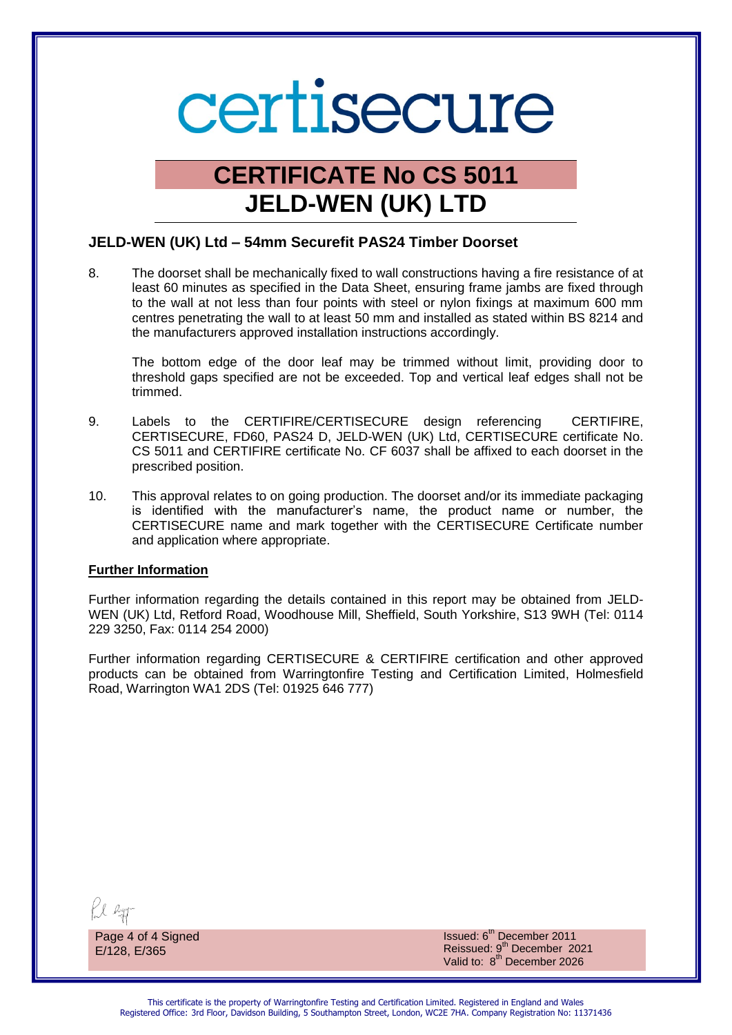# certisecure

## CERTIFICATE No CS 5011
## JELD-WEN (UK) LTD

### JELD-WEN (UK) Ltd – 54mm Securefit PAS24 Timber Doorset

8. The doorset shall be mechanically fixed to wall constructions having a fire resistance of at least 60 minutes as specified in the Data Sheet, ensuring frame jambs are fixed through to the wall at not less than four points with steel or nylon fixings at maximum 600 mm centres penetrating the wall to at least 50 mm and installed as stated within BS 8214 and the manufacturers approved installation instructions accordingly.

   The bottom edge of the door leaf may be trimmed without limit, providing door to threshold gaps specified are not be exceeded. Top and vertical leaf edges shall not be trimmed.

9. Labels to the CERTIFIRE/CERTISECURE design referencing CERTIFIRE, CERTISECURE, FD60, PAS24 D, JELD-WEN (UK) Ltd, CERTISECURE certificate No. CS 5011 and CERTIFIRE certificate No. CF 6037 shall be affixed to each doorset in the prescribed position.

10. This approval relates to on going production. The doorset and/or its immediate packaging is identified with the manufacturer's name, the product name or number, the CERTISECURE name and mark together with the CERTISECURE Certificate number and application where appropriate.

**Further Information**

Further information regarding the details contained in this report may be obtained from JELD-WEN (UK) Ltd, Retford Road, Woodhouse Mill, Sheffield, South Yorkshire, S13 9WH (Tel: 0114 229 3250, Fax: 0114 254 2000)

Further information regarding CERTISECURE & CERTIFIRE certification and other approved products can be obtained from Warringtonfire Testing and Certification Limited, Holmesfield Road, Warrington WA1 2DS (Tel: 01925 646 777)

Signed
E/128, E/365

Issued: 6th December 2011
Reissued: 9th December 2021
Valid to: 8th December 2026

This certificate is the property of Warringtonfire Testing and Certification Limited. Registered in England and Wales
Registered Office: 3rd Floor, Davidson Building, 5 Southampton Street, London, WC2E 7HA. Company Registration No: 11371436